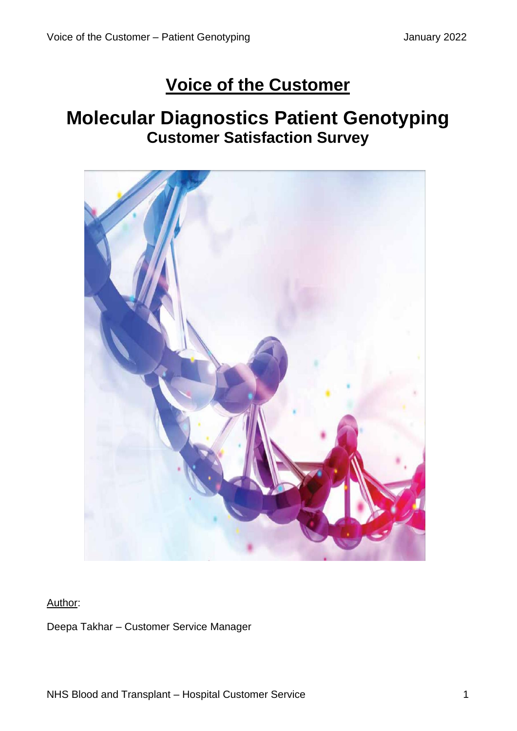# Voice of the Customer

## Molecular Diagnostics Patient Genotyping

### Customer Satisfaction Survey

Author:

Deepa Takhar – Customer Service Manager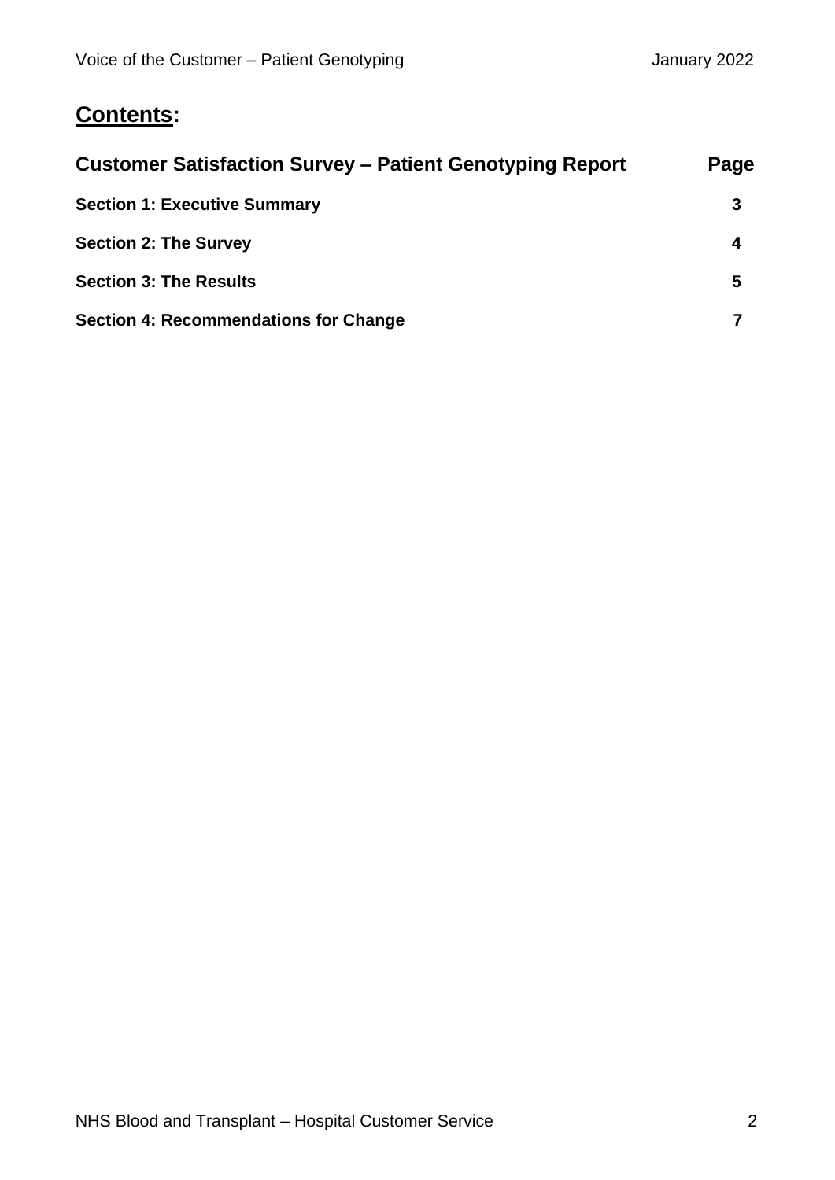## **Contents:**

| **Customer Satisfaction Survey – Patient Genotyping Report** | **Page** |
| --- | --- |
| **Section 1: Executive Summary** | **3** |
| **Section 2: The Survey** | **4** |
| **Section 3: The Results** | **5** |
| **Section 4: Recommendations for Change** | **7** |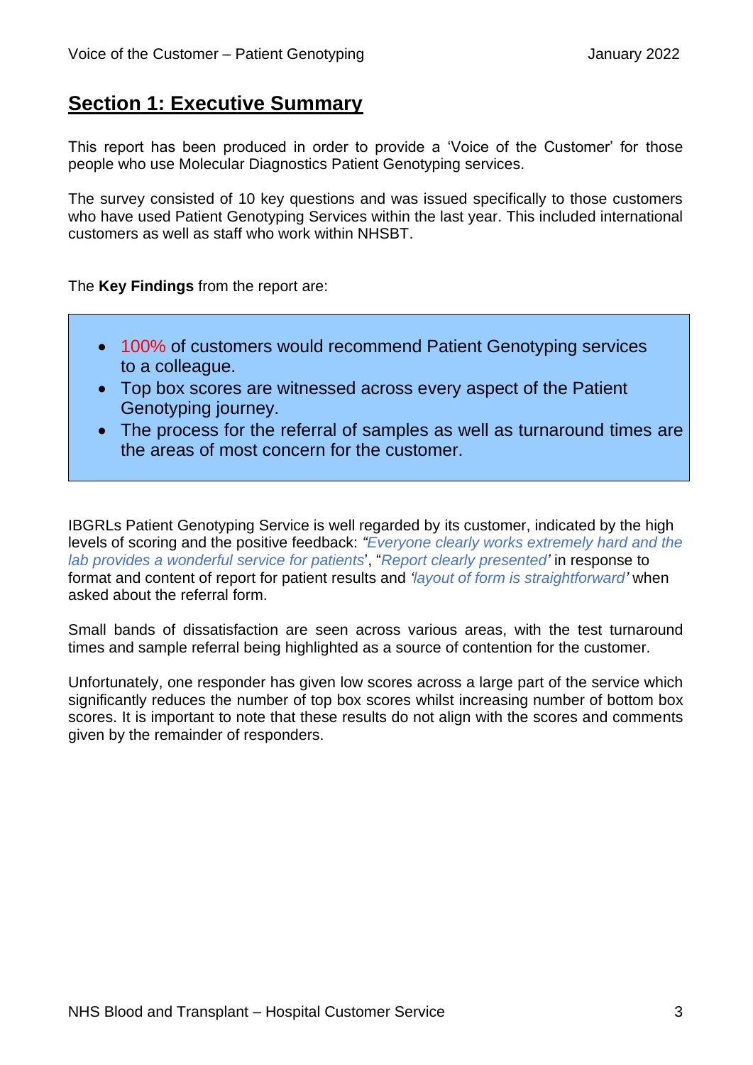# Section 1: Executive Summary

This report has been produced in order to provide a 'Voice of the Customer' for those people who use Molecular Diagnostics Patient Genotyping services.

The survey consisted of 10 key questions and was issued specifically to those customers who have used Patient Genotyping Services within the last year. This included international customers as well as staff who work within NHSBT.

The **Key Findings** from the report are:

- 100% of customers would recommend Patient Genotyping services to a colleague.
- Top box scores are witnessed across every aspect of the Patient Genotyping journey.
- The process for the referral of samples as well as turnaround times are the areas of most concern for the customer.

IBGRLs Patient Genotyping Service is well regarded by its customer, indicated by the high levels of scoring and the positive feedback: *"Everyone clearly works extremely hard and the lab provides a wonderful service for patients*', "*Report clearly presented'* in response to format and content of report for patient results and *'layout of form is straightforward'* when asked about the referral form.

Small bands of dissatisfaction are seen across various areas, with the test turnaround times and sample referral being highlighted as a source of contention for the customer.

Unfortunately, one responder has given low scores across a large part of the service which significantly reduces the number of top box scores whilst increasing number of bottom box scores. It is important to note that these results do not align with the scores and comments given by the remainder of responders.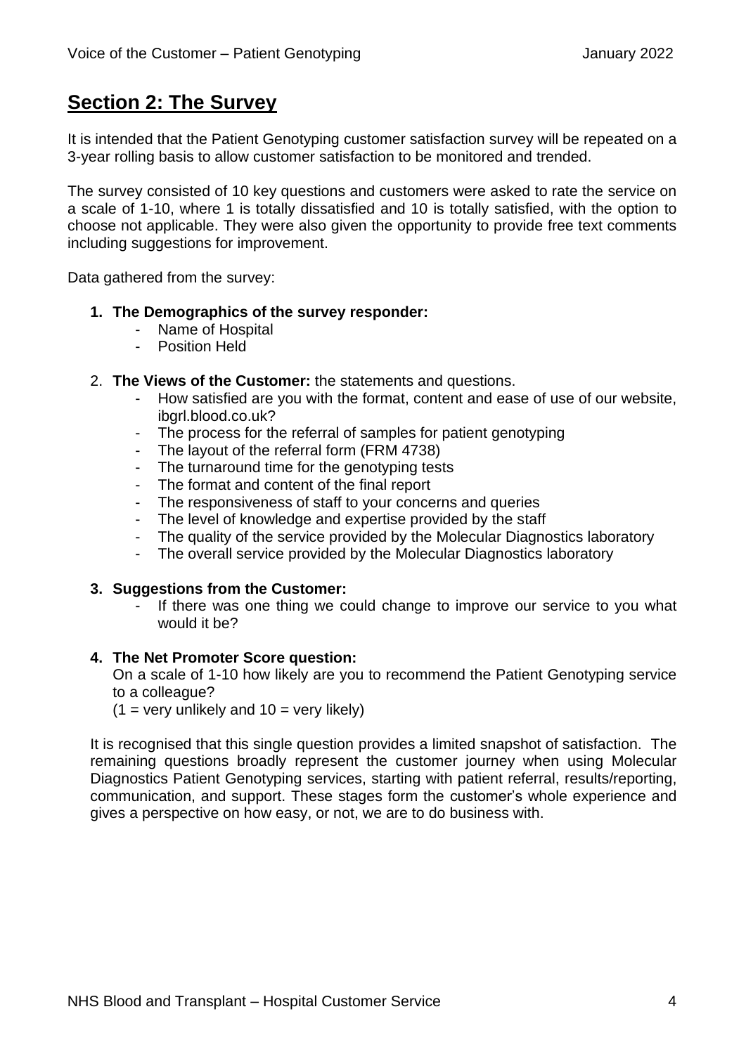## Section 2: The Survey

It is intended that the Patient Genotyping customer satisfaction survey will be repeated on a 3-year rolling basis to allow customer satisfaction to be monitored and trended.

The survey consisted of 10 key questions and customers were asked to rate the service on a scale of 1-10, where 1 is totally dissatisfied and 10 is totally satisfied, with the option to choose not applicable. They were also given the opportunity to provide free text comments including suggestions for improvement.

Data gathered from the survey:

1. **The Demographics of the survey responder:**
   - Name of Hospital
   - Position Held

2. **The Views of the Customer:** the statements and questions.
   - How satisfied are you with the format, content and ease of use of our website, ibgrl.blood.co.uk?
   - The process for the referral of samples for patient genotyping
   - The layout of the referral form (FRM 4738)
   - The turnaround time for the genotyping tests
   - The format and content of the final report
   - The responsiveness of staff to your concerns and queries
   - The level of knowledge and expertise provided by the staff
   - The quality of the service provided by the Molecular Diagnostics laboratory
   - The overall service provided by the Molecular Diagnostics laboratory

3. **Suggestions from the Customer:**
   - If there was one thing we could change to improve our service to you what would it be?

4. **The Net Promoter Score question:**

   On a scale of 1-10 how likely are you to recommend the Patient Genotyping service to a colleague?
   (1 = very unlikely and 10 = very likely)

   It is recognised that this single question provides a limited snapshot of satisfaction. The remaining questions broadly represent the customer journey when using Molecular Diagnostics Patient Genotyping services, starting with patient referral, results/reporting, communication, and support. These stages form the customer's whole experience and gives a perspective on how easy, or not, we are to do business with.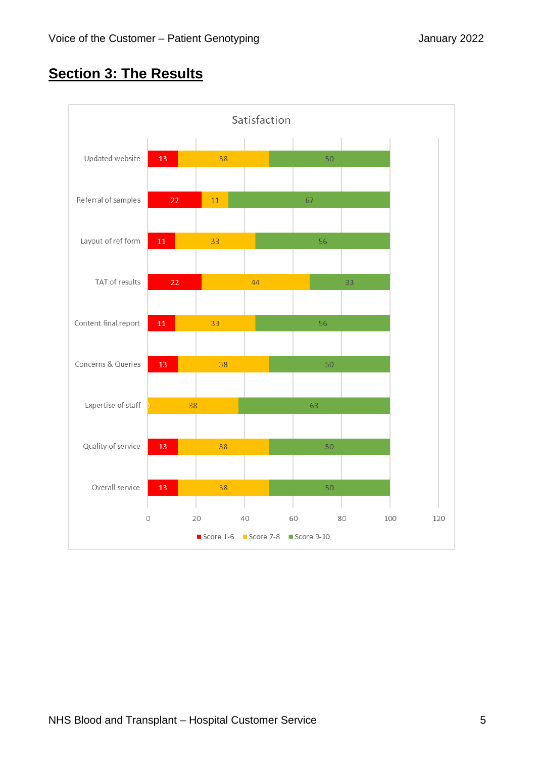## Section 3: The Results

**Satisfaction**

| | Score 1-6 | Score 7-8 | Score 9-10 |
|---|---|---|---|
| Updated website | 13 | 38 | 50 |
| Referral of samples | 22 | 11 | 67 |
| Layout of ref form | 11 | 33 | 56 |
| TAT of results | 22 | 44 | 33 |
| Content final report | 11 | 33 | 56 |
| Concerns & Queries | 13 | 38 | 50 |
| Expertise of staff | 0 | 38 | 63 |
| Quality of service | 13 | 38 | 50 |
| Overall service | 13 | 38 | 50 |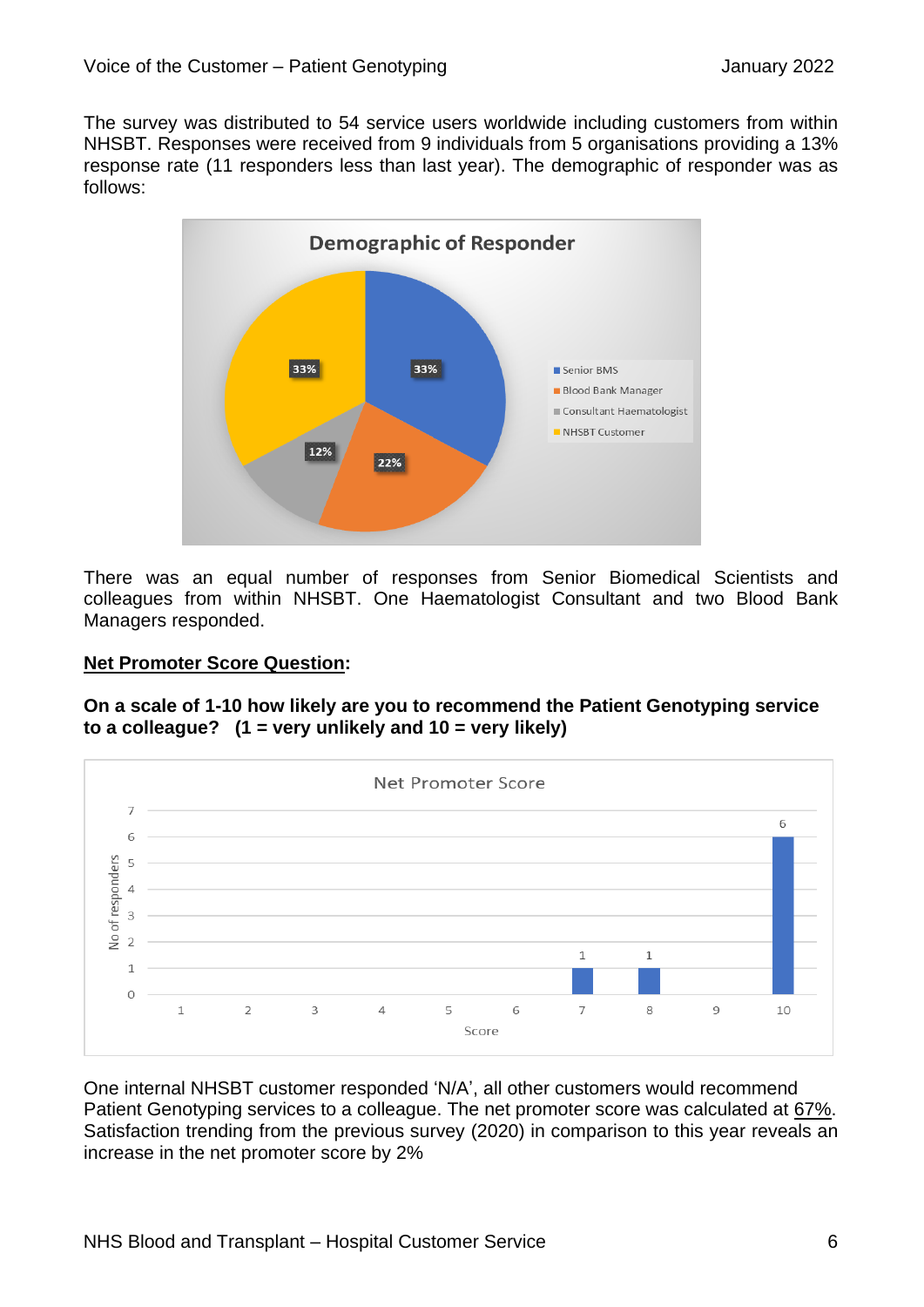The survey was distributed to 54 service users worldwide including customers from within NHSBT. Responses were received from 9 individuals from 5 organisations providing a 13% response rate (11 responders less than last year). The demographic of responder was as follows:

There was an equal number of responses from Senior Biomedical Scientists and colleagues from within NHSBT. One Haematologist Consultant and two Blood Bank Managers responded.

**Net Promoter Score Question:**

**On a scale of 1-10 how likely are you to recommend the Patient Genotyping service to a colleague? (1 = very unlikely and 10 = very likely)**

One internal NHSBT customer responded 'N/A', all other customers would recommend Patient Genotyping services to a colleague. The net promoter score was calculated at 67%. Satisfaction trending from the previous survey (2020) in comparison to this year reveals an increase in the net promoter score by 2%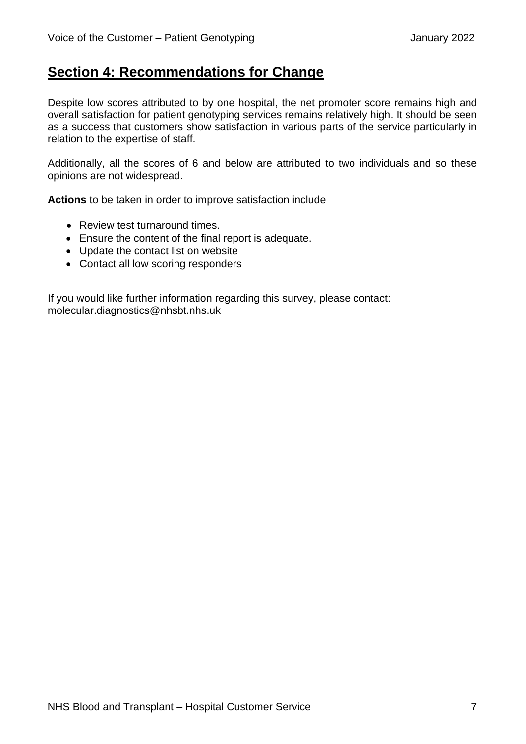## Section 4: Recommendations for Change

Despite low scores attributed to by one hospital, the net promoter score remains high and overall satisfaction for patient genotyping services remains relatively high. It should be seen as a success that customers show satisfaction in various parts of the service particularly in relation to the expertise of staff.

Additionally, all the scores of 6 and below are attributed to two individuals and so these opinions are not widespread.

**Actions** to be taken in order to improve satisfaction include

- Review test turnaround times.
- Ensure the content of the final report is adequate.
- Update the contact list on website
- Contact all low scoring responders

If you would like further information regarding this survey, please contact:
molecular.diagnostics@nhsbt.nhs.uk